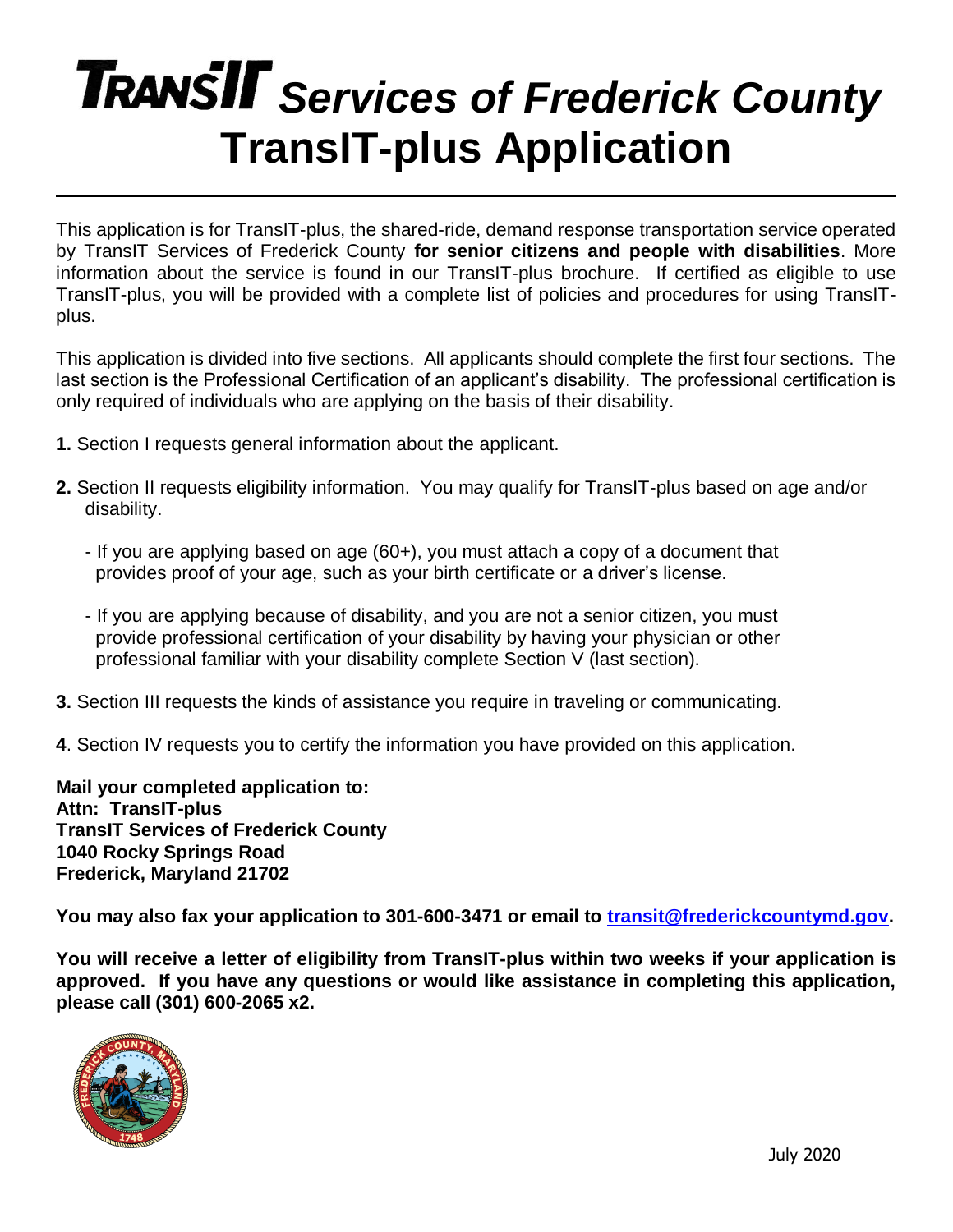# TRANSIT *Services of Frederick County*
# TransIT-plus Application

---

This application is for TransIT-plus, the shared-ride, demand response transportation service operated by TransIT Services of Frederick County **for senior citizens and people with disabilities**. More information about the service is found in our TransIT-plus brochure. If certified as eligible to use TransIT-plus, you will be provided with a complete list of policies and procedures for using TransIT-plus.

This application is divided into five sections. All applicants should complete the first four sections. The last section is the Professional Certification of an applicant's disability. The professional certification is only required of individuals who are applying on the basis of their disability.

**1.** Section I requests general information about the applicant.

**2.** Section II requests eligibility information. You may qualify for TransIT-plus based on age and/or disability.

- If you are applying based on age (60+), you must attach a copy of a document that provides proof of your age, such as your birth certificate or a driver's license.
- If you are applying because of disability, and you are not a senior citizen, you must provide professional certification of your disability by having your physician or other professional familiar with your disability complete Section V (last section).

**3.** Section III requests the kinds of assistance you require in traveling or communicating.

**4**. Section IV requests you to certify the information you have provided on this application.

**Mail your completed application to:**
**Attn: TransIT-plus**
**TransIT Services of Frederick County**
**1040 Rocky Springs Road**
**Frederick, Maryland 21702**

**You may also fax your application to 301-600-3471 or email to transit@frederickcountymd.gov.**

**You will receive a letter of eligibility from TransIT-plus within two weeks if your application is approved. If you have any questions or would like assistance in completing this application, please call (301) 600-2065 x2.**

July 2020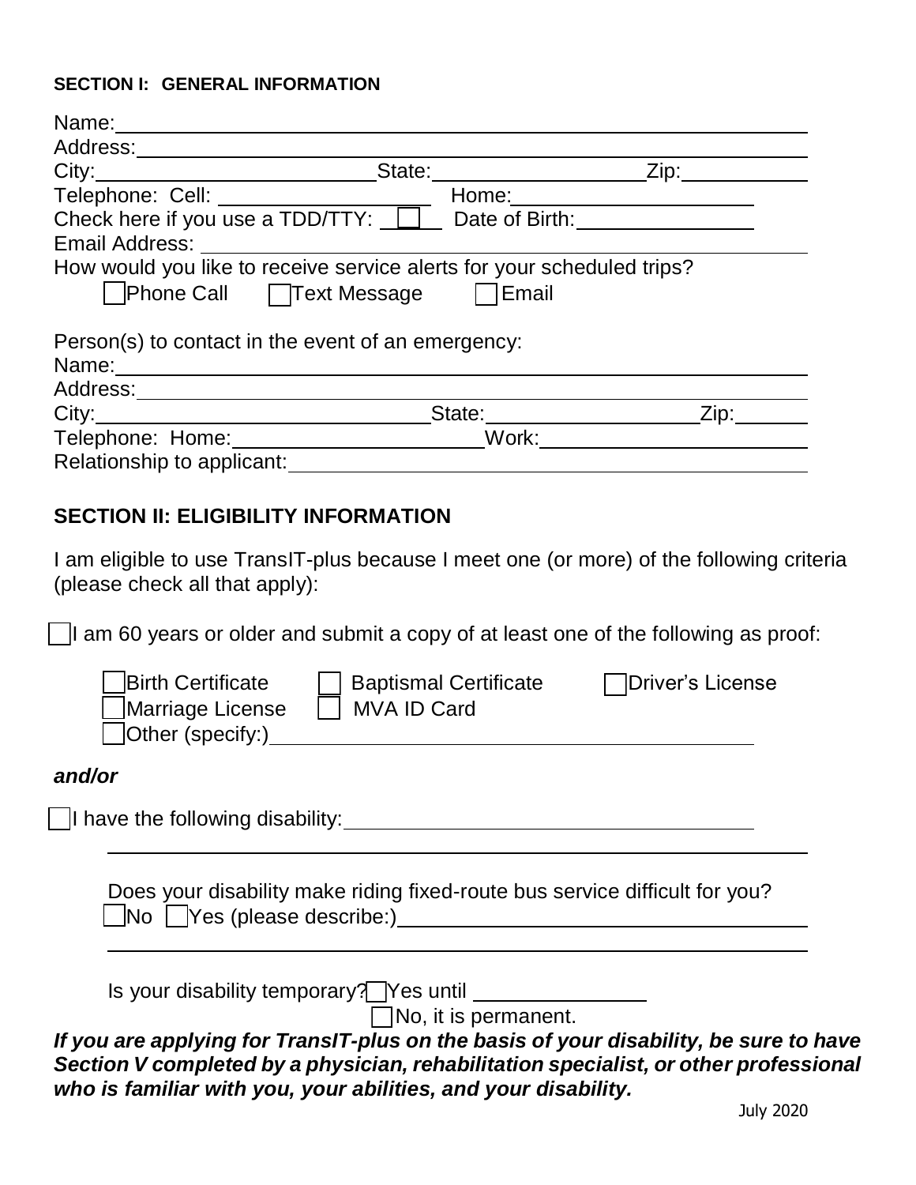## SECTION I: GENERAL INFORMATION

Name: \_\_\_\_\_\_\_\_\_\_\_\_\_\_\_\_\_\_\_\_\_\_\_\_\_\_\_\_\_\_\_\_\_\_\_\_\_\_\_\_\_\_\_\_\_\_\_\_

Address: \_\_\_\_\_\_\_\_\_\_\_\_\_\_\_\_\_\_\_\_\_\_\_\_\_\_\_\_\_\_\_\_\_\_\_\_\_\_\_\_\_\_\_\_\_\_\_\_

City: \_\_\_\_\_\_\_\_\_\_\_\_\_\_\_\_\_\_ State: \_\_\_\_\_\_\_\_\_\_\_\_\_\_ Zip: \_\_\_\_\_\_\_\_

Telephone: Cell: \_\_\_\_\_\_\_\_\_\_\_\_\_\_ Home: \_\_\_\_\_\_\_\_\_\_\_\_\_\_\_\_

Check here if you use a TDD/TTY: ☐ Date of Birth: \_\_\_\_\_\_\_\_\_\_\_\_

Email Address: \_\_\_\_\_\_\_\_\_\_\_\_\_\_\_\_\_\_\_\_\_\_\_\_\_\_\_\_\_\_\_\_\_\_\_\_\_\_\_\_\_\_\_\_

How would you like to receive service alerts for your scheduled trips?

☐ Phone Call ☐ Text Message ☐ Email

Person(s) to contact in the event of an emergency:

Name: \_\_\_\_\_\_\_\_\_\_\_\_\_\_\_\_\_\_\_\_\_\_\_\_\_\_\_\_\_\_\_\_\_\_\_\_\_\_\_\_\_\_\_\_\_\_\_\_

Address: \_\_\_\_\_\_\_\_\_\_\_\_\_\_\_\_\_\_\_\_\_\_\_\_\_\_\_\_\_\_\_\_\_\_\_\_\_\_\_\_\_\_\_\_\_\_\_\_

City: \_\_\_\_\_\_\_\_\_\_\_\_\_\_\_\_\_\_\_\_\_\_ State: \_\_\_\_\_\_\_\_\_\_\_\_\_\_ Zip: \_\_\_\_\_\_

Telephone: Home: \_\_\_\_\_\_\_\_\_\_\_\_\_\_\_\_\_\_ Work: \_\_\_\_\_\_\_\_\_\_\_\_\_\_\_\_\_\_

Relationship to applicant: \_\_\_\_\_\_\_\_\_\_\_\_\_\_\_\_\_\_\_\_\_\_\_\_\_\_\_\_\_\_\_\_\_\_\_\_

## SECTION II: ELIGIBILITY INFORMATION

I am eligible to use TransIT-plus because I meet one (or more) of the following criteria (please check all that apply):

☐ I am 60 years or older and submit a copy of at least one of the following as proof:

☐ Birth Certificate ☐ Baptismal Certificate ☐ Driver's License

☐ Marriage License ☐ MVA ID Card

☐ Other (specify:) \_\_\_\_\_\_\_\_\_\_\_\_\_\_\_\_\_\_\_\_\_\_\_\_\_\_\_\_\_\_\_\_\_\_\_\_

***and/or***

☐ I have the following disability: \_\_\_\_\_\_\_\_\_\_\_\_\_\_\_\_\_\_\_\_\_\_\_\_\_\_\_\_\_\_

\_\_\_\_\_\_\_\_\_\_\_\_\_\_\_\_\_\_\_\_\_\_\_\_\_\_\_\_\_\_\_\_\_\_\_\_\_\_\_\_\_\_\_\_\_\_\_\_\_\_\_\_\_\_

Does your disability make riding fixed-route bus service difficult for you?

☐ No ☐ Yes (please describe:) \_\_\_\_\_\_\_\_\_\_\_\_\_\_\_\_\_\_\_\_\_\_\_\_\_\_\_\_\_\_

\_\_\_\_\_\_\_\_\_\_\_\_\_\_\_\_\_\_\_\_\_\_\_\_\_\_\_\_\_\_\_\_\_\_\_\_\_\_\_\_\_\_\_\_\_\_\_\_\_\_\_\_\_\_

Is your disability temporary? ☐ Yes until \_\_\_\_\_\_\_\_\_\_\_\_

☐ No, it is permanent.

***If you are applying for TransIT-plus on the basis of your disability, be sure to have Section V completed by a physician, rehabilitation specialist, or other professional who is familiar with you, your abilities, and your disability.***

July 2020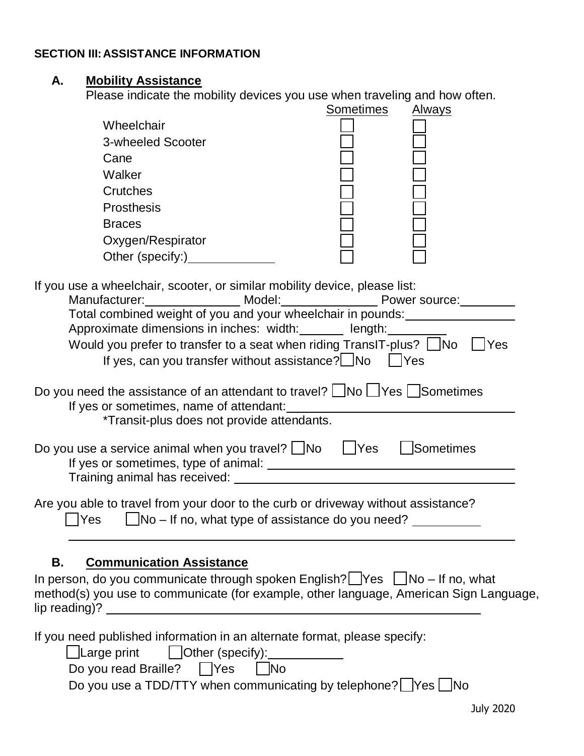## SECTION III: ASSISTANCE INFORMATION

### A. Mobility Assistance

Please indicate the mobility devices you use when traveling and how often.

| | Sometimes | Always |
|---|---|---|
| Wheelchair | ☐ | ☐ |
| 3-wheeled Scooter | ☐ | ☐ |
| Cane | ☐ | ☐ |
| Walker | ☐ | ☐ |
| Crutches | ☐ | ☐ |
| Prosthesis | ☐ | ☐ |
| Braces | ☐ | ☐ |
| Oxygen/Respirator | ☐ | ☐ |
| Other (specify:)____________ | ☐ | ☐ |

If you use a wheelchair, scooter, or similar mobility device, please list:

Manufacturer:______________ Model:______________ Power source:________

Total combined weight of you and your wheelchair in pounds:________________

Approximate dimensions in inches: width:_______ length:_________

Would you prefer to transfer to a seat when riding TransIT-plus? ☐No ☐Yes

If yes, can you transfer without assistance? ☐No ☐Yes

Do you need the assistance of an attendant to travel? ☐No ☐Yes ☐Sometimes

If yes or sometimes, name of attendant:________________________________

*Transit-plus does not provide attendants.

Do you use a service animal when you travel? ☐No ☐Yes ☐Sometimes

If yes or sometimes, type of animal: ________________________________

Training animal has received: ________________________________

Are you able to travel from your door to the curb or driveway without assistance?

☐Yes ☐No – If no, what type of assistance do you need? __________

________________________________________________________________

### B. Communication Assistance

In person, do you communicate through spoken English? ☐Yes ☐No – If no, what method(s) you use to communicate (for example, other language, American Sign Language, lip reading)? ________________________________________________

If you need published information in an alternate format, please specify:

☐Large print ☐Other (specify):___________

Do you read Braille? ☐Yes ☐No

Do you use a TDD/TTY when communicating by telephone? ☐Yes ☐No

July 2020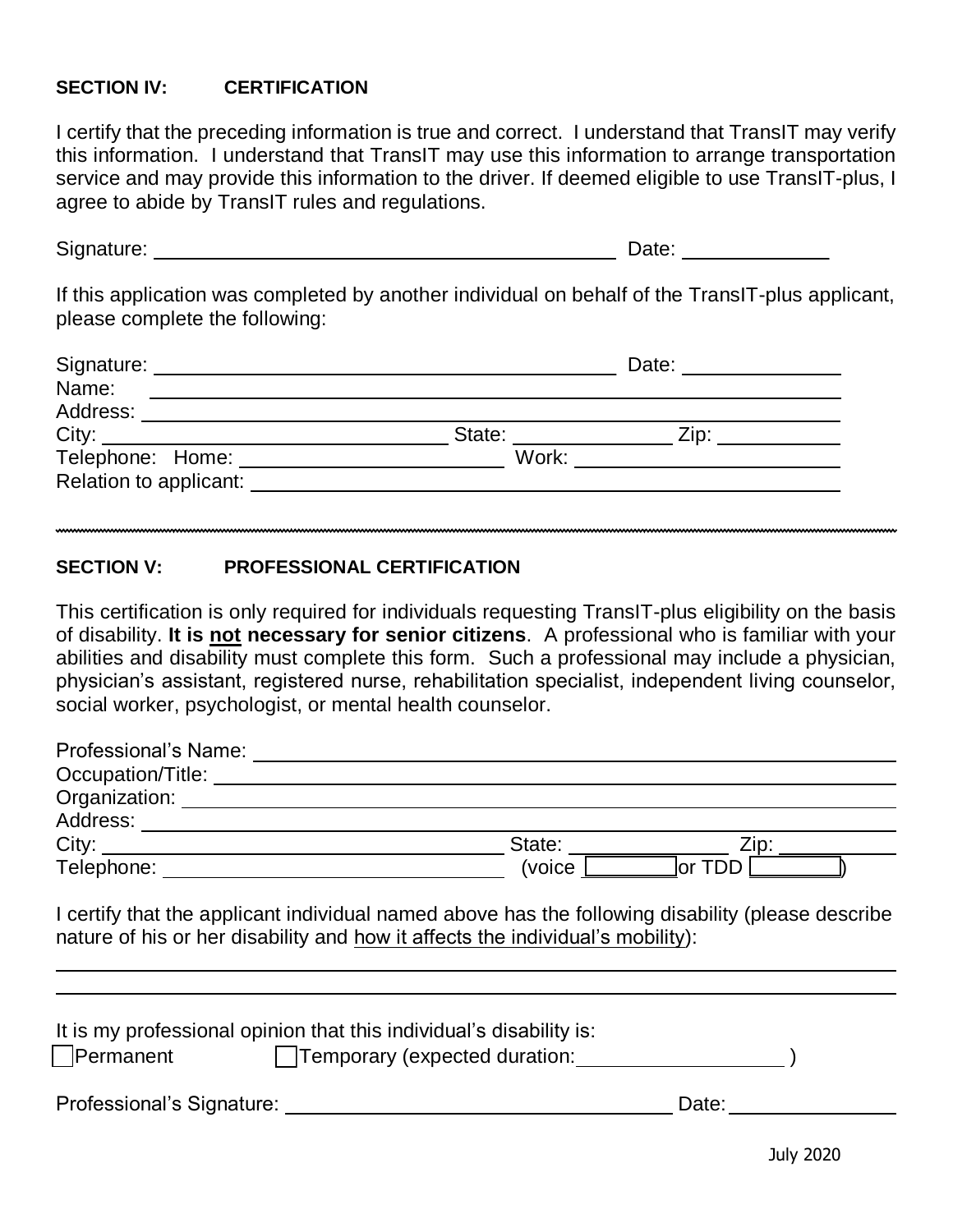## SECTION IV: CERTIFICATION

I certify that the preceding information is true and correct. I understand that TransIT may verify this information. I understand that TransIT may use this information to arrange transportation service and may provide this information to the driver. If deemed eligible to use TransIT-plus, I agree to abide by TransIT rules and regulations.

Signature: ____________________________________________ Date: ______________

If this application was completed by another individual on behalf of the TransIT-plus applicant, please complete the following:

Signature: ____________________________________________ Date: ______________

Name: ____________________________________________________________

Address: __________________________________________________________

City: ________________________________ State: ______________ Zip: ____________

Telephone: Home: _________________________ Work: _________________________

Relation to applicant: ________________________________________________

---

## SECTION V: PROFESSIONAL CERTIFICATION

This certification is only required for individuals requesting TransIT-plus eligibility on the basis of disability. **It is not necessary for senior citizens**. A professional who is familiar with your abilities and disability must complete this form. Such a professional may include a physician, physician's assistant, registered nurse, rehabilitation specialist, independent living counselor, social worker, psychologist, or mental health counselor.

Professional's Name: __________________________________________________

Occupation/Title: ____________________________________________________

Organization: _______________________________________________________

Address: ___________________________________________________________

City: ____________________________________ State: ______________ Zip: ___________

Telephone: ________________________________ (voice ☐ or TDD ☐)

I certify that the applicant individual named above has the following disability (please describe nature of his or her disability and how it affects the individual's mobility):

___________________________________________________________________________

___________________________________________________________________________

It is my professional opinion that this individual's disability is:

☐ Permanent ☐ Temporary (expected duration: __________________ )

Professional's Signature: ____________________________________ Date: ______________

July 2020